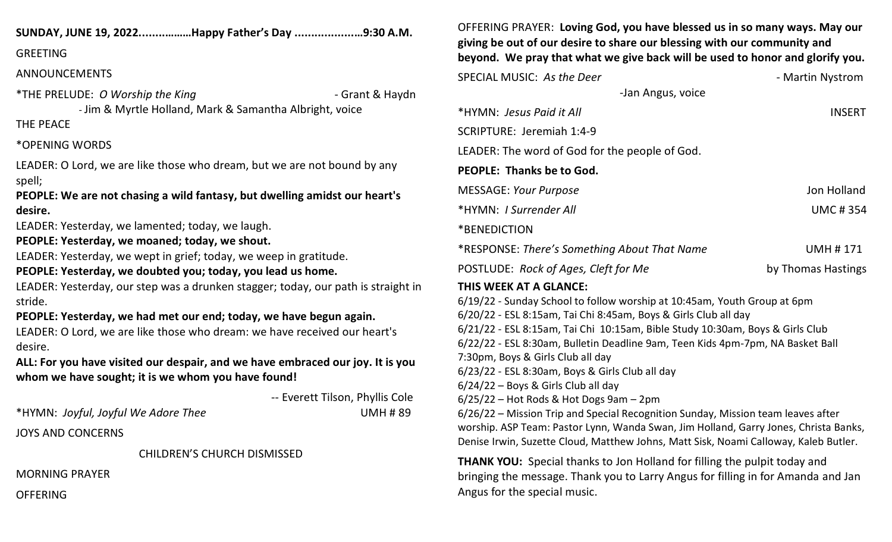**SUNDAY, JUNE 19, 2022................Happy Father's Day ....................9:30 A.M.**

GREETING

ANNOUNCEMENTS

*THE PRELUDE: *O Worship the King* - Grant & Haydn
- Jim & Myrtle Holland, Mark & Samantha Albright, voice

THE PEACE

*OPENING WORDS

LEADER: O Lord, we are like those who dream, but we are not bound by any spell;

**PEOPLE: We are not chasing a wild fantasy, but dwelling amidst our heart's desire.**

LEADER: Yesterday, we lamented; today, we laugh.

**PEOPLE: Yesterday, we moaned; today, we shout.**

LEADER: Yesterday, we wept in grief; today, we weep in gratitude.

**PEOPLE: Yesterday, we doubted you; today, you lead us home.**

LEADER: Yesterday, our step was a drunken stagger; today, our path is straight in stride.

**PEOPLE: Yesterday, we had met our end; today, we have begun again.**

LEADER: O Lord, we are like those who dream: we have received our heart's desire.

**ALL: For you have visited our despair, and we have embraced our joy. It is you whom we have sought; it is we whom you have found!**

-- Everett Tilson, Phyllis Cole

*HYMN: *Joyful, Joyful We Adore Thee* UMH # 89

JOYS AND CONCERNS

CHILDREN'S CHURCH DISMISSED

MORNING PRAYER

OFFERING

OFFERING PRAYER: **Loving God, you have blessed us in so many ways. May our giving be out of our desire to share our blessing with our community and beyond. We pray that what we give back will be used to honor and glorify you.**

SPECIAL MUSIC: *As the Deer* - Martin Nystrom
-Jan Angus, voice

*HYMN: *Jesus Paid it All* INSERT

SCRIPTURE: Jeremiah 1:4-9

LEADER: The word of God for the people of God.

**PEOPLE: Thanks be to God.**

MESSAGE: *Your Purpose* Jon Holland

*HYMN: *I Surrender All* UMC # 354

*BENEDICTION

*RESPONSE: *There's Something About That Name* UMH # 171

POSTLUDE: *Rock of Ages, Cleft for Me* by Thomas Hastings

**THIS WEEK AT A GLANCE:**

6/19/22 - Sunday School to follow worship at 10:45am, Youth Group at 6pm
6/20/22 - ESL 8:15am, Tai Chi 8:45am, Boys & Girls Club all day
6/21/22 - ESL 8:15am, Tai Chi 10:15am, Bible Study 10:30am, Boys & Girls Club
6/22/22 - ESL 8:30am, Bulletin Deadline 9am, Teen Kids 4pm-7pm, NA Basket Ball 7:30pm, Boys & Girls Club all day
6/23/22 - ESL 8:30am, Boys & Girls Club all day
6/24/22 – Boys & Girls Club all day
6/25/22 – Hot Rods & Hot Dogs 9am – 2pm
6/26/22 – Mission Trip and Special Recognition Sunday, Mission team leaves after worship. ASP Team: Pastor Lynn, Wanda Swan, Jim Holland, Garry Jones, Christa Banks, Denise Irwin, Suzette Cloud, Matthew Johns, Matt Sisk, Noami Calloway, Kaleb Butler.

**THANK YOU:** Special thanks to Jon Holland for filling the pulpit today and bringing the message. Thank you to Larry Angus for filling in for Amanda and Jan Angus for the special music.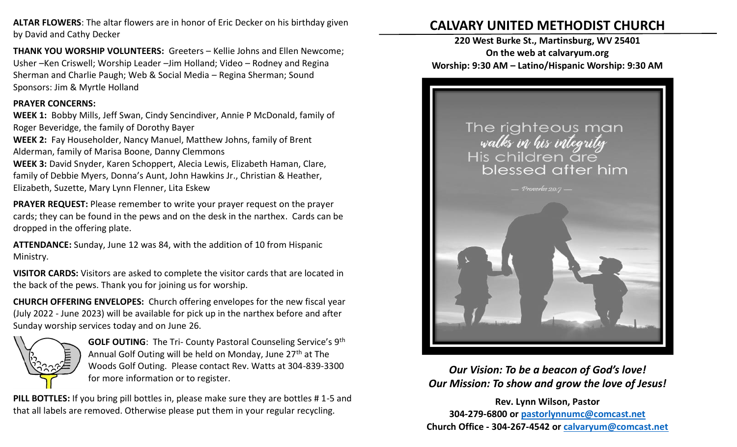**ALTAR FLOWERS**: The altar flowers are in honor of Eric Decker on his birthday given by David and Cathy Decker

**THANK YOU WORSHIP VOLUNTEERS:** Greeters – Kellie Johns and Ellen Newcome; Usher –Ken Criswell; Worship Leader –Jim Holland; Video – Rodney and Regina Sherman and Charlie Paugh; Web & Social Media – Regina Sherman; Sound Sponsors: Jim & Myrtle Holland

**PRAYER CONCERNS:**

**WEEK 1:** Bobby Mills, Jeff Swan, Cindy Sencindiver, Annie P McDonald, family of Roger Beveridge, the family of Dorothy Bayer

**WEEK 2:** Fay Householder, Nancy Manuel, Matthew Johns, family of Brent Alderman, family of Marisa Boone, Danny Clemmons

**WEEK 3:** David Snyder, Karen Schoppert, Alecia Lewis, Elizabeth Haman, Clare, family of Debbie Myers, Donna's Aunt, John Hawkins Jr., Christian & Heather, Elizabeth, Suzette, Mary Lynn Flenner, Lita Eskew

**PRAYER REQUEST:** Please remember to write your prayer request on the prayer cards; they can be found in the pews and on the desk in the narthex. Cards can be dropped in the offering plate.

**ATTENDANCE:** Sunday, June 12 was 84, with the addition of 10 from Hispanic Ministry.

**VISITOR CARDS:** Visitors are asked to complete the visitor cards that are located in the back of the pews. Thank you for joining us for worship.

**CHURCH OFFERING ENVELOPES:** Church offering envelopes for the new fiscal year (July 2022 - June 2023) will be available for pick up in the narthex before and after Sunday worship services today and on June 26.

**GOLF OUTING**: The Tri- County Pastoral Counseling Service's 9th Annual Golf Outing will be held on Monday, June 27th at The Woods Golf Outing. Please contact Rev. Watts at 304-839-3300 for more information or to register.

**PILL BOTTLES:** If you bring pill bottles in, please make sure they are bottles # 1-5 and that all labels are removed. Otherwise please put them in your regular recycling.

# CALVARY UNITED METHODIST CHURCH

**220 West Burke St., Martinsburg, WV 25401**
**On the web at calvaryum.org**
**Worship: 9:30 AM – Latino/Hispanic Worship: 9:30 AM**

The righteous man walks in his integrity His children are blessed after him — Proverbs 20:7 —

***Our Vision: To be a beacon of God's love!***
***Our Mission: To show and grow the love of Jesus!***

**Rev. Lynn Wilson, Pastor**
**304-279-6800 or pastorlynnumc@comcast.net**
**Church Office - 304-267-4542 or calvaryum@comcast.net**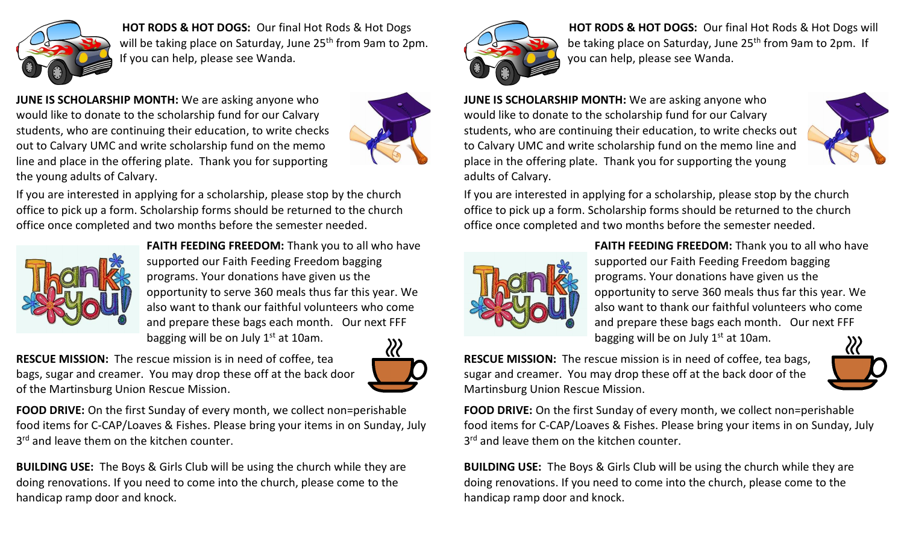**HOT RODS & HOT DOGS:** Our final Hot Rods & Hot Dogs will be taking place on Saturday, June 25th from 9am to 2pm. If you can help, please see Wanda.

**JUNE IS SCHOLARSHIP MONTH:** We are asking anyone who would like to donate to the scholarship fund for our Calvary students, who are continuing their education, to write checks out to Calvary UMC and write scholarship fund on the memo line and place in the offering plate. Thank you for supporting the young adults of Calvary.

If you are interested in applying for a scholarship, please stop by the church office to pick up a form. Scholarship forms should be returned to the church office once completed and two months before the semester needed.

**FAITH FEEDING FREEDOM:** Thank you to all who have supported our Faith Feeding Freedom bagging programs. Your donations have given us the opportunity to serve 360 meals thus far this year. We also want to thank our faithful volunteers who come and prepare these bags each month. Our next FFF bagging will be on July 1st at 10am.

**RESCUE MISSION:** The rescue mission is in need of coffee, tea bags, sugar and creamer. You may drop these off at the back door of the Martinsburg Union Rescue Mission.

**FOOD DRIVE:** On the first Sunday of every month, we collect non=perishable food items for C-CAP/Loaves & Fishes. Please bring your items in on Sunday, July 3rd and leave them on the kitchen counter.

**BUILDING USE:** The Boys & Girls Club will be using the church while they are doing renovations. If you need to come into the church, please come to the handicap ramp door and knock.

**HOT RODS & HOT DOGS:** Our final Hot Rods & Hot Dogs will be taking place on Saturday, June 25th from 9am to 2pm. If you can help, please see Wanda.

**JUNE IS SCHOLARSHIP MONTH:** We are asking anyone who would like to donate to the scholarship fund for our Calvary students, who are continuing their education, to write checks out to Calvary UMC and write scholarship fund on the memo line and place in the offering plate. Thank you for supporting the young adults of Calvary.

If you are interested in applying for a scholarship, please stop by the church office to pick up a form. Scholarship forms should be returned to the church office once completed and two months before the semester needed.

**FAITH FEEDING FREEDOM:** Thank you to all who have supported our Faith Feeding Freedom bagging programs. Your donations have given us the opportunity to serve 360 meals thus far this year. We also want to thank our faithful volunteers who come and prepare these bags each month. Our next FFF bagging will be on July 1st at 10am.

**RESCUE MISSION:** The rescue mission is in need of coffee, tea bags, sugar and creamer. You may drop these off at the back door of the Martinsburg Union Rescue Mission.

**FOOD DRIVE:** On the first Sunday of every month, we collect non=perishable food items for C-CAP/Loaves & Fishes. Please bring your items in on Sunday, July 3rd and leave them on the kitchen counter.

**BUILDING USE:** The Boys & Girls Club will be using the church while they are doing renovations. If you need to come into the church, please come to the handicap ramp door and knock.